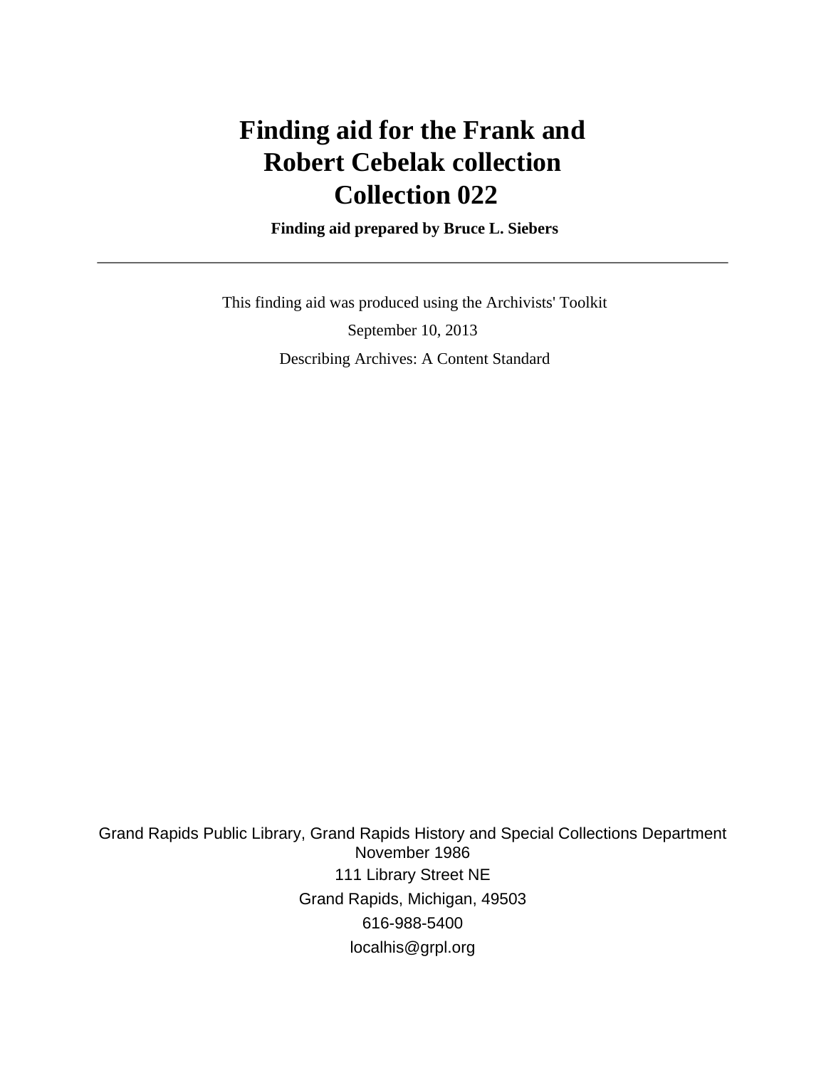# Finding aid for the Frank and Robert Cebelak collection Collection 022

**Finding aid prepared by Bruce L. Siebers**

---

This finding aid was produced using the Archivists' Toolkit

September 10, 2013

Describing Archives: A Content Standard

Grand Rapids Public Library, Grand Rapids History and Special Collections Department
November 1986

111 Library Street NE

Grand Rapids, Michigan, 49503

616-988-5400

localhis@grpl.org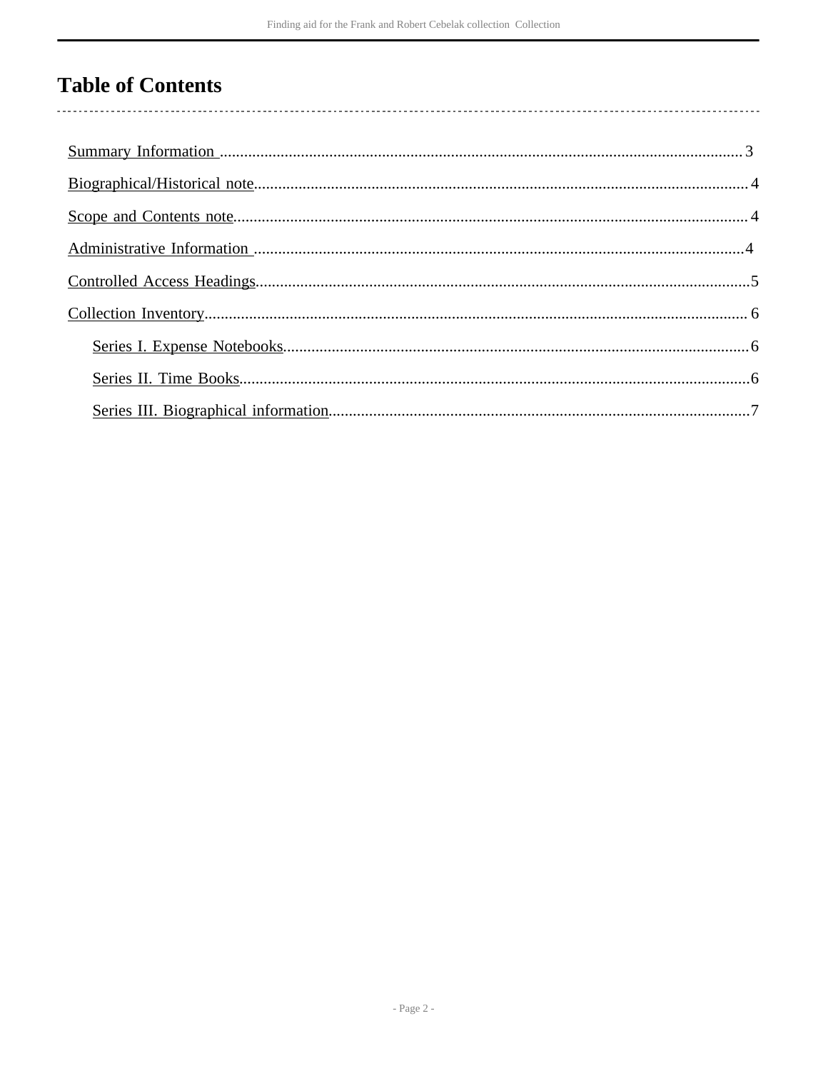# Table of Contents

- Summary Information ....................................................................................................................... 3
- Biographical/Historical note............................................................................................................ 4
- Scope and Contents note.................................................................................................................. 4
- Administrative Information ............................................................................................................ 4
- Controlled Access Headings............................................................................................................ 5
- Collection Inventory......................................................................................................................... 6
    - Series I. Expense Notebooks.................................................................................................... 6
    - Series II. Time Books................................................................................................................ 6
    - Series III. Biographical information......................................................................................... 7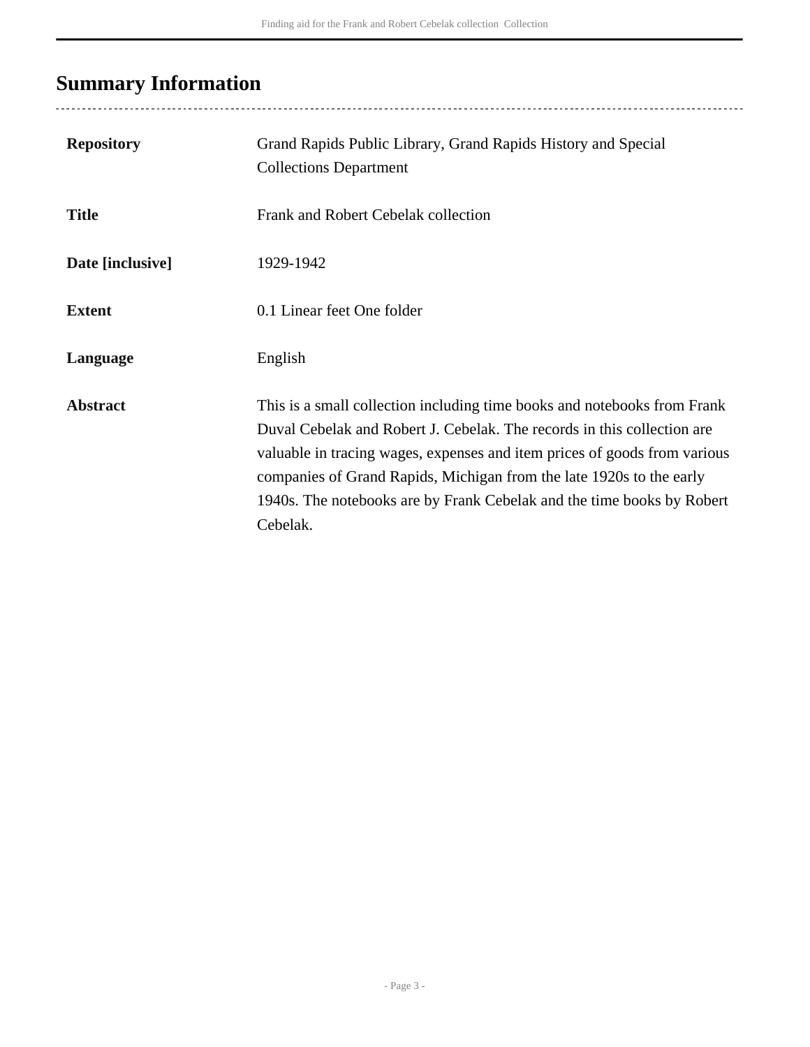## Summary Information

| | |
|---|---|
| **Repository** | Grand Rapids Public Library, Grand Rapids History and Special Collections Department |
| **Title** | Frank and Robert Cebelak collection |
| **Date [inclusive]** | 1929-1942 |
| **Extent** | 0.1 Linear feet One folder |
| **Language** | English |
| **Abstract** | This is a small collection including time books and notebooks from Frank Duval Cebelak and Robert J. Cebelak. The records in this collection are valuable in tracing wages, expenses and item prices of goods from various companies of Grand Rapids, Michigan from the late 1920s to the early 1940s. The notebooks are by Frank Cebelak and the time books by Robert Cebelak. |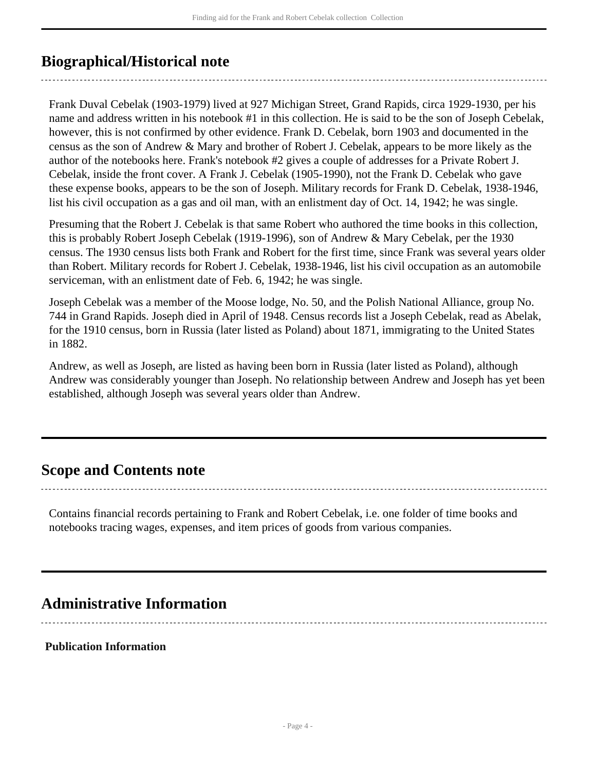## Biographical/Historical note

Frank Duval Cebelak (1903-1979) lived at 927 Michigan Street, Grand Rapids, circa 1929-1930, per his name and address written in his notebook #1 in this collection. He is said to be the son of Joseph Cebelak, however, this is not confirmed by other evidence. Frank D. Cebelak, born 1903 and documented in the census as the son of Andrew & Mary and brother of Robert J. Cebelak, appears to be more likely as the author of the notebooks here. Frank's notebook #2 gives a couple of addresses for a Private Robert J. Cebelak, inside the front cover. A Frank J. Cebelak (1905-1990), not the Frank D. Cebelak who gave these expense books, appears to be the son of Joseph. Military records for Frank D. Cebelak, 1938-1946, list his civil occupation as a gas and oil man, with an enlistment day of Oct. 14, 1942; he was single.

Presuming that the Robert J. Cebelak is that same Robert who authored the time books in this collection, this is probably Robert Joseph Cebelak (1919-1996), son of Andrew & Mary Cebelak, per the 1930 census. The 1930 census lists both Frank and Robert for the first time, since Frank was several years older than Robert. Military records for Robert J. Cebelak, 1938-1946, list his civil occupation as an automobile serviceman, with an enlistment date of Feb. 6, 1942; he was single.

Joseph Cebelak was a member of the Moose lodge, No. 50, and the Polish National Alliance, group No. 744 in Grand Rapids. Joseph died in April of 1948. Census records list a Joseph Cebelak, read as Abelak, for the 1910 census, born in Russia (later listed as Poland) about 1871, immigrating to the United States in 1882.

Andrew, as well as Joseph, are listed as having been born in Russia (later listed as Poland), although Andrew was considerably younger than Joseph. No relationship between Andrew and Joseph has yet been established, although Joseph was several years older than Andrew.

## Scope and Contents note

Contains financial records pertaining to Frank and Robert Cebelak, i.e. one folder of time books and notebooks tracing wages, expenses, and item prices of goods from various companies.

## Administrative Information

**Publication Information**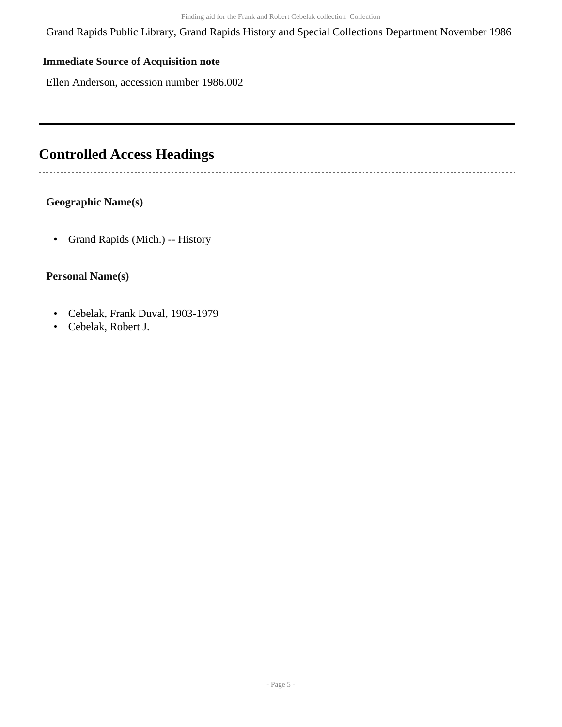Grand Rapids Public Library, Grand Rapids History and Special Collections Department November 1986

**Immediate Source of Acquisition note**

Ellen Anderson, accession number 1986.002

---

## Controlled Access Headings

**Geographic Name(s)**

- Grand Rapids (Mich.) -- History

**Personal Name(s)**

- Cebelak, Frank Duval, 1903-1979
- Cebelak, Robert J.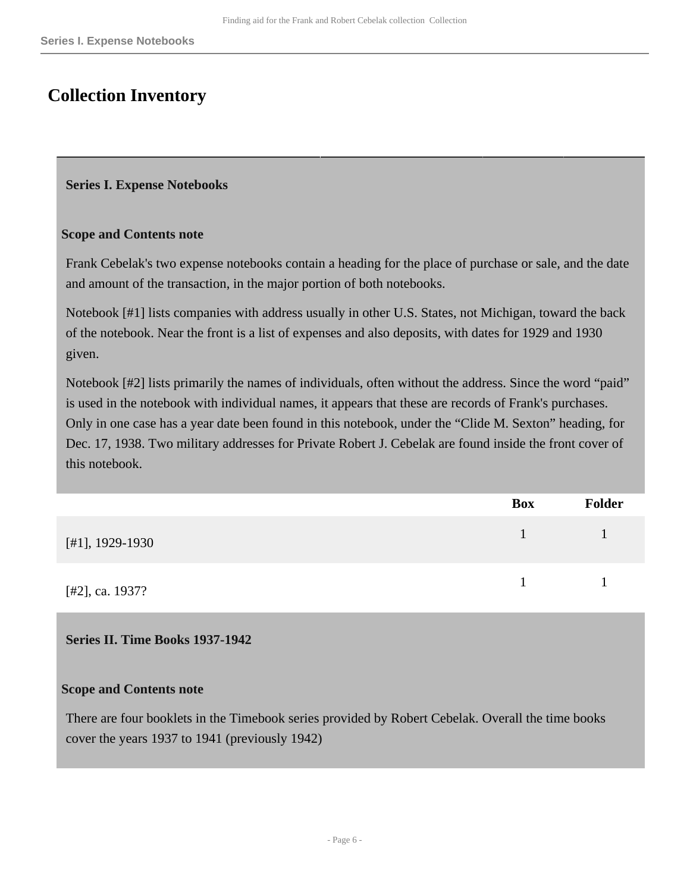# Collection Inventory

## Series I. Expense Notebooks

### Scope and Contents note

Frank Cebelak's two expense notebooks contain a heading for the place of purchase or sale, and the date and amount of the transaction, in the major portion of both notebooks.

Notebook [#1] lists companies with address usually in other U.S. States, not Michigan, toward the back of the notebook. Near the front is a list of expenses and also deposits, with dates for 1929 and 1930 given.

Notebook [#2] lists primarily the names of individuals, often without the address. Since the word “paid” is used in the notebook with individual names, it appears that these are records of Frank's purchases. Only in one case has a year date been found in this notebook, under the “Clide M. Sexton” heading, for Dec. 17, 1938. Two military addresses for Private Robert J. Cebelak are found inside the front cover of this notebook.

| | Box | Folder |
|---|---|---|
| [#1], 1929-1930 | 1 | 1 |
| [#2], ca. 1937? | 1 | 1 |

## Series II. Time Books 1937-1942

### Scope and Contents note

There are four booklets in the Timebook series provided by Robert Cebelak. Overall the time books cover the years 1937 to 1941 (previously 1942)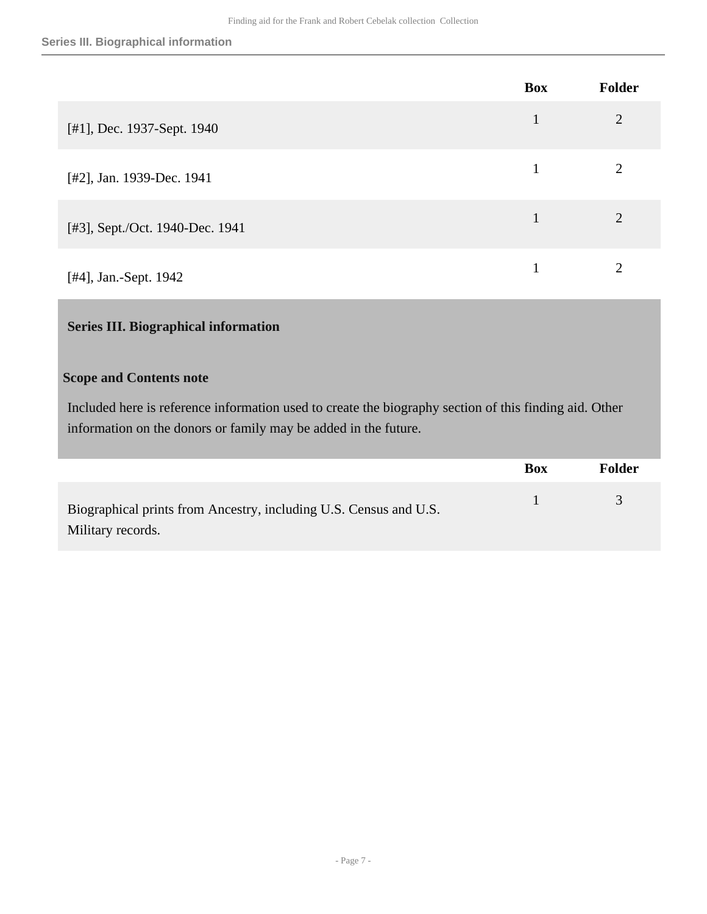| | Box | Folder |
|---|---|---|
| [#1], Dec. 1937-Sept. 1940 | 1 | 2 |
| [#2], Jan. 1939-Dec. 1941 | 1 | 2 |
| [#3], Sept./Oct. 1940-Dec. 1941 | 1 | 2 |
| [#4], Jan.-Sept. 1942 | 1 | 2 |

## Series III. Biographical information

### Scope and Contents note

Included here is reference information used to create the biography section of this finding aid. Other information on the donors or family may be added in the future.

| | Box | Folder |
|---|---|---|
| Biographical prints from Ancestry, including U.S. Census and U.S. Military records. | 1 | 3 |